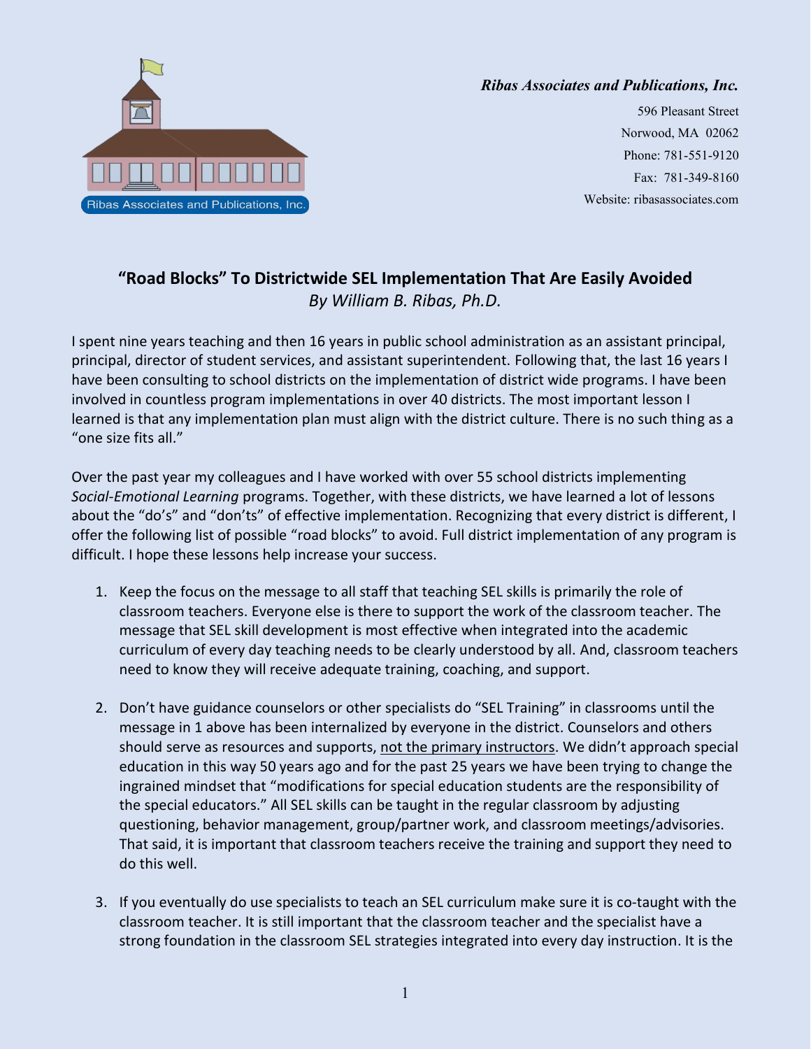*Ribas Associates and Publications, Inc.*

596 Pleasant Street
Norwood, MA 02062
Phone: 781-551-9120
Fax: 781-349-8160
Website: ribasassociates.com

## "Road Blocks" To Districtwide SEL Implementation That Are Easily Avoided

*By William B. Ribas, Ph.D.*

I spent nine years teaching and then 16 years in public school administration as an assistant principal, principal, director of student services, and assistant superintendent. Following that, the last 16 years I have been consulting to school districts on the implementation of district wide programs. I have been involved in countless program implementations in over 40 districts. The most important lesson I learned is that any implementation plan must align with the district culture. There is no such thing as a "one size fits all."

Over the past year my colleagues and I have worked with over 55 school districts implementing *Social-Emotional Learning* programs. Together, with these districts, we have learned a lot of lessons about the "do's" and "don'ts" of effective implementation. Recognizing that every district is different, I offer the following list of possible "road blocks" to avoid. Full district implementation of any program is difficult. I hope these lessons help increase your success.

1. Keep the focus on the message to all staff that teaching SEL skills is primarily the role of classroom teachers. Everyone else is there to support the work of the classroom teacher. The message that SEL skill development is most effective when integrated into the academic curriculum of every day teaching needs to be clearly understood by all. And, classroom teachers need to know they will receive adequate training, coaching, and support.

2. Don't have guidance counselors or other specialists do "SEL Training" in classrooms until the message in 1 above has been internalized by everyone in the district. Counselors and others should serve as resources and supports, <u>not the primary instructors</u>. We didn't approach special education in this way 50 years ago and for the past 25 years we have been trying to change the ingrained mindset that "modifications for special education students are the responsibility of the special educators." All SEL skills can be taught in the regular classroom by adjusting questioning, behavior management, group/partner work, and classroom meetings/advisories. That said, it is important that classroom teachers receive the training and support they need to do this well.

3. If you eventually do use specialists to teach an SEL curriculum make sure it is co-taught with the classroom teacher. It is still important that the classroom teacher and the specialist have a strong foundation in the classroom SEL strategies integrated into every day instruction. It is the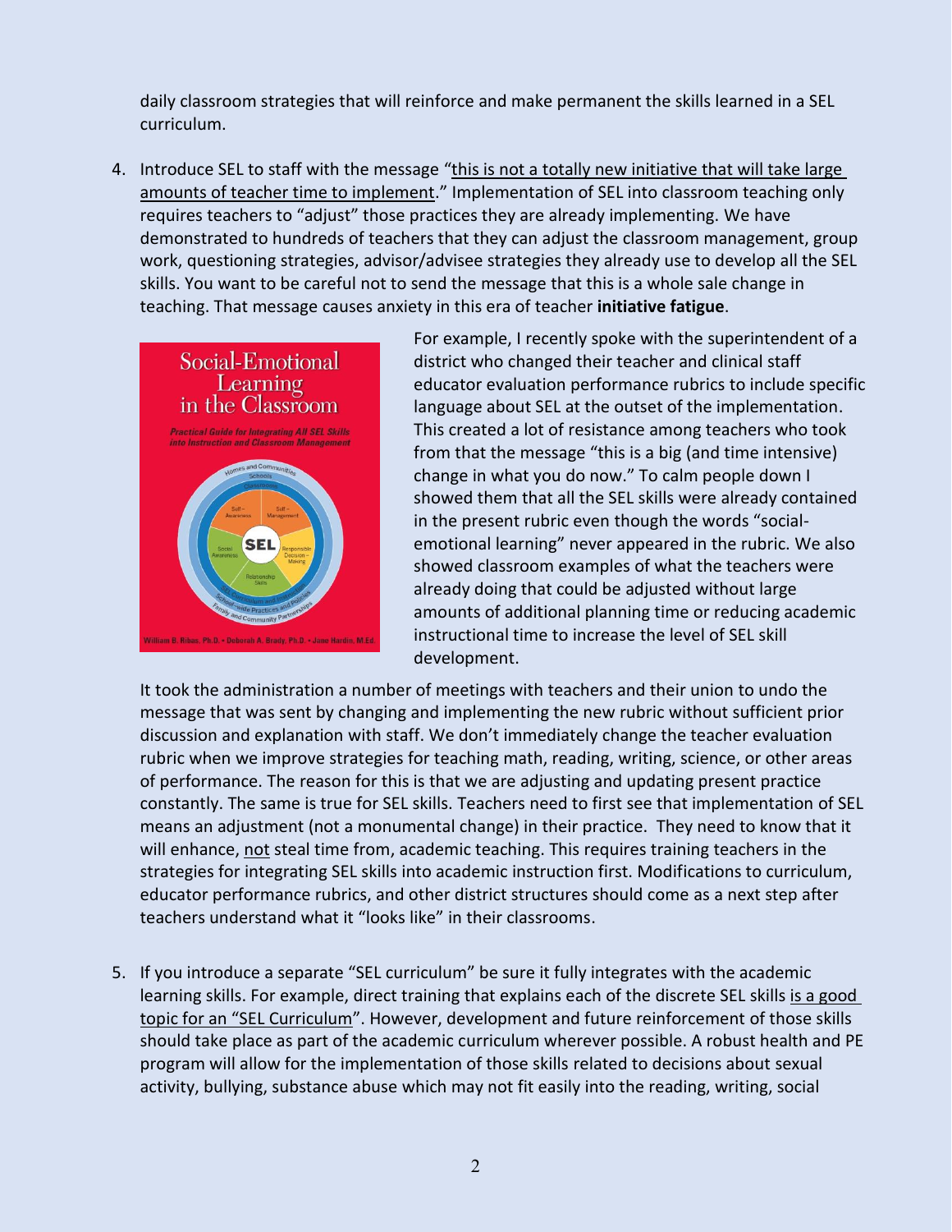daily classroom strategies that will reinforce and make permanent the skills learned in a SEL curriculum.

4. Introduce SEL to staff with the message "this is not a totally new initiative that will take large amounts of teacher time to implement." Implementation of SEL into classroom teaching only requires teachers to "adjust" those practices they are already implementing. We have demonstrated to hundreds of teachers that they can adjust the classroom management, group work, questioning strategies, advisor/advisee strategies they already use to develop all the SEL skills. You want to be careful not to send the message that this is a whole sale change in teaching. That message causes anxiety in this era of teacher **initiative fatigue**.

   For example, I recently spoke with the superintendent of a district who changed their teacher and clinical staff educator evaluation performance rubrics to include specific language about SEL at the outset of the implementation. This created a lot of resistance among teachers who took from that the message "this is a big (and time intensive) change in what you do now." To calm people down I showed them that all the SEL skills were already contained in the present rubric even though the words "social-emotional learning" never appeared in the rubric. We also showed classroom examples of what the teachers were already doing that could be adjusted without large amounts of additional planning time or reducing academic instructional time to increase the level of SEL skill development.

   It took the administration a number of meetings with teachers and their union to undo the message that was sent by changing and implementing the new rubric without sufficient prior discussion and explanation with staff. We don't immediately change the teacher evaluation rubric when we improve strategies for teaching math, reading, writing, science, or other areas of performance. The reason for this is that we are adjusting and updating present practice constantly. The same is true for SEL skills. Teachers need to first see that implementation of SEL means an adjustment (not a monumental change) in their practice. They need to know that it will enhance, not steal time from, academic teaching. This requires training teachers in the strategies for integrating SEL skills into academic instruction first. Modifications to curriculum, educator performance rubrics, and other district structures should come as a next step after teachers understand what it "looks like" in their classrooms.

5. If you introduce a separate "SEL curriculum" be sure it fully integrates with the academic learning skills. For example, direct training that explains each of the discrete SEL skills is a good topic for an "SEL Curriculum". However, development and future reinforcement of those skills should take place as part of the academic curriculum wherever possible. A robust health and PE program will allow for the implementation of those skills related to decisions about sexual activity, bullying, substance abuse which may not fit easily into the reading, writing, social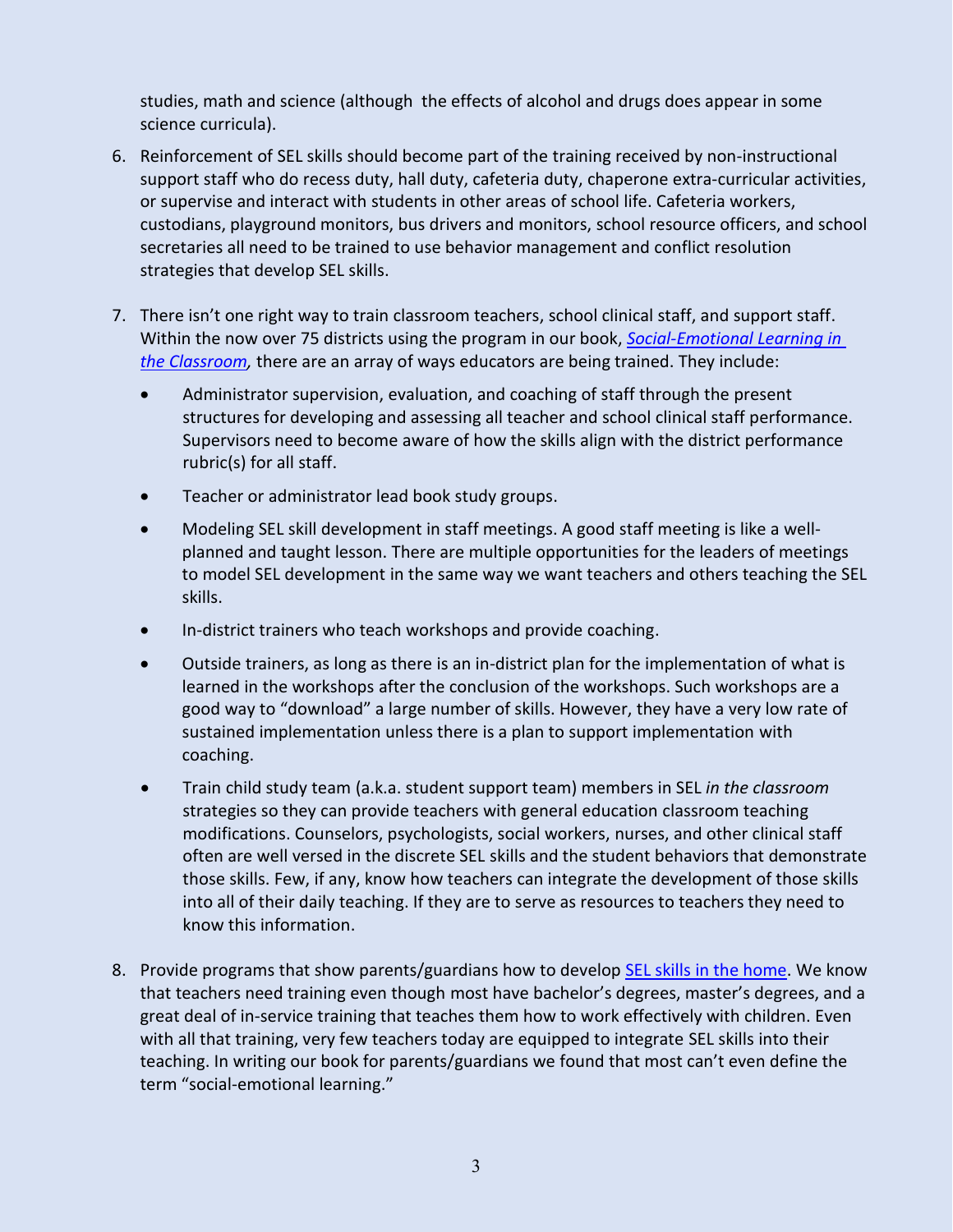studies, math and science (although the effects of alcohol and drugs does appear in some science curricula).

6. Reinforcement of SEL skills should become part of the training received by non-instructional support staff who do recess duty, hall duty, cafeteria duty, chaperone extra-curricular activities, or supervise and interact with students in other areas of school life. Cafeteria workers, custodians, playground monitors, bus drivers and monitors, school resource officers, and school secretaries all need to be trained to use behavior management and conflict resolution strategies that develop SEL skills.

7. There isn't one right way to train classroom teachers, school clinical staff, and support staff. Within the now over 75 districts using the program in our book, [*Social-Emotional Learning in the Classroom*](), there are an array of ways educators are being trained. They include:

   - Administrator supervision, evaluation, and coaching of staff through the present structures for developing and assessing all teacher and school clinical staff performance. Supervisors need to become aware of how the skills align with the district performance rubric(s) for all staff.
   - Teacher or administrator lead book study groups.
   - Modeling SEL skill development in staff meetings. A good staff meeting is like a well-planned and taught lesson. There are multiple opportunities for the leaders of meetings to model SEL development in the same way we want teachers and others teaching the SEL skills.
   - In-district trainers who teach workshops and provide coaching.
   - Outside trainers, as long as there is an in-district plan for the implementation of what is learned in the workshops after the conclusion of the workshops. Such workshops are a good way to "download" a large number of skills. However, they have a very low rate of sustained implementation unless there is a plan to support implementation with coaching.
   - Train child study team (a.k.a. student support team) members in SEL *in the classroom* strategies so they can provide teachers with general education classroom teaching modifications. Counselors, psychologists, social workers, nurses, and other clinical staff often are well versed in the discrete SEL skills and the student behaviors that demonstrate those skills. Few, if any, know how teachers can integrate the development of those skills into all of their daily teaching. If they are to serve as resources to teachers they need to know this information.

8. Provide programs that show parents/guardians how to develop [SEL skills in the home](). We know that teachers need training even though most have bachelor's degrees, master's degrees, and a great deal of in-service training that teaches them how to work effectively with children. Even with all that training, very few teachers today are equipped to integrate SEL skills into their teaching. In writing our book for parents/guardians we found that most can't even define the term "social-emotional learning."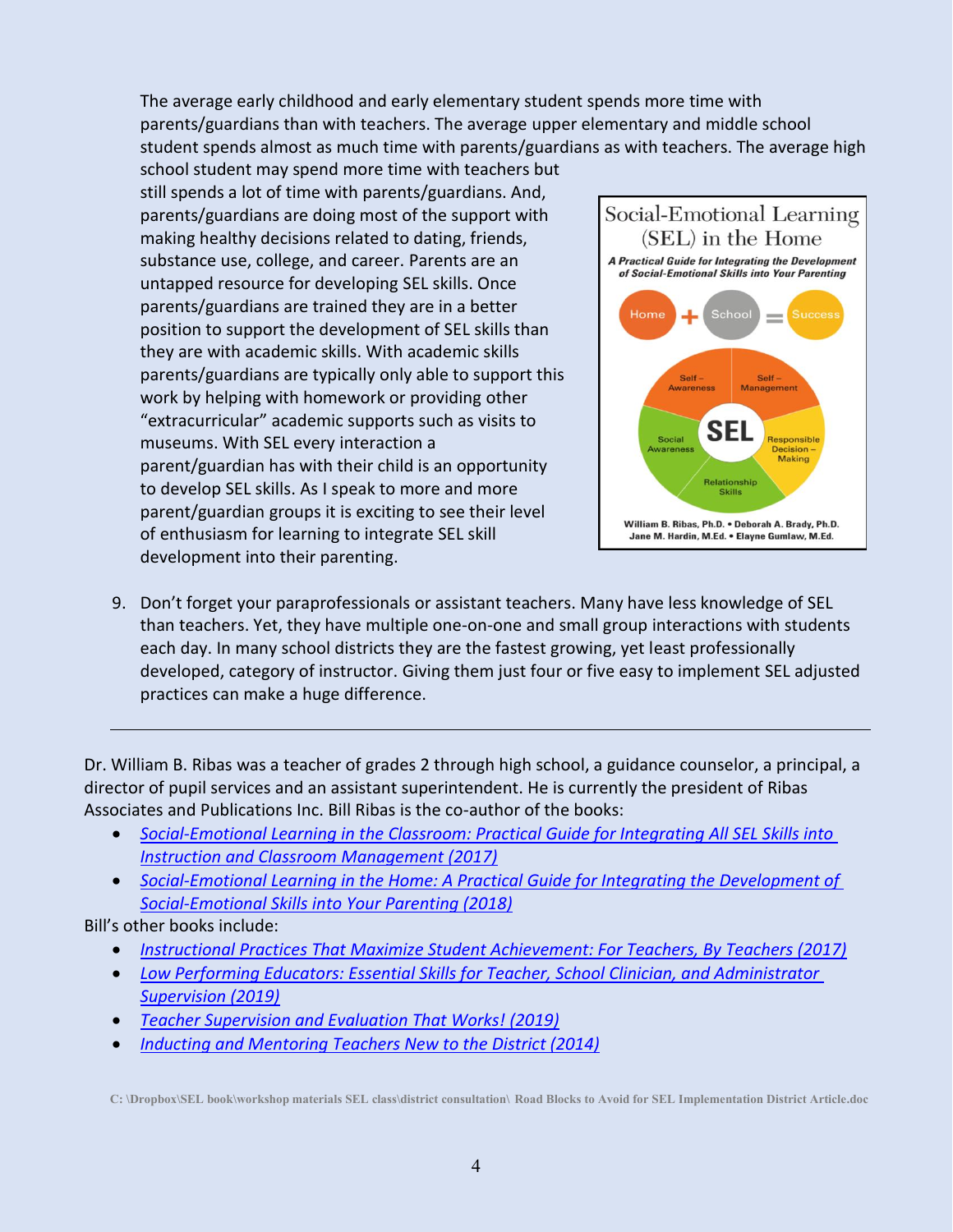The average early childhood and early elementary student spends more time with parents/guardians than with teachers. The average upper elementary and middle school student spends almost as much time with parents/guardians as with teachers. The average high school student may spend more time with teachers but still spends a lot of time with parents/guardians. And, parents/guardians are doing most of the support with making healthy decisions related to dating, friends, substance use, college, and career. Parents are an untapped resource for developing SEL skills. Once parents/guardians are trained they are in a better position to support the development of SEL skills than they are with academic skills. With academic skills parents/guardians are typically only able to support this work by helping with homework or providing other "extracurricular" academic supports such as visits to museums. With SEL every interaction a parent/guardian has with their child is an opportunity to develop SEL skills. As I speak to more and more parent/guardian groups it is exciting to see their level of enthusiasm for learning to integrate SEL skill development into their parenting.

9. Don't forget your paraprofessionals or assistant teachers. Many have less knowledge of SEL than teachers. Yet, they have multiple one-on-one and small group interactions with students each day. In many school districts they are the fastest growing, yet least professionally developed, category of instructor. Giving them just four or five easy to implement SEL adjusted practices can make a huge difference.

---

Dr. William B. Ribas was a teacher of grades 2 through high school, a guidance counselor, a principal, a director of pupil services and an assistant superintendent. He is currently the president of Ribas Associates and Publications Inc. Bill Ribas is the co-author of the books:

- *Social-Emotional Learning in the Classroom: Practical Guide for Integrating All SEL Skills into Instruction and Classroom Management (2017)*
- *Social-Emotional Learning in the Home: A Practical Guide for Integrating the Development of Social-Emotional Skills into Your Parenting (2018)*

Bill's other books include:

- *Instructional Practices That Maximize Student Achievement: For Teachers, By Teachers (2017)*
- *Low Performing Educators: Essential Skills for Teacher, School Clinician, and Administrator Supervision (2019)*
- *Teacher Supervision and Evaluation That Works! (2019)*
- *Inducting and Mentoring Teachers New to the District (2014)*

C: \Dropbox\SEL book\workshop materials SEL class\district consultation\ Road Blocks to Avoid for SEL Implementation District Article.doc